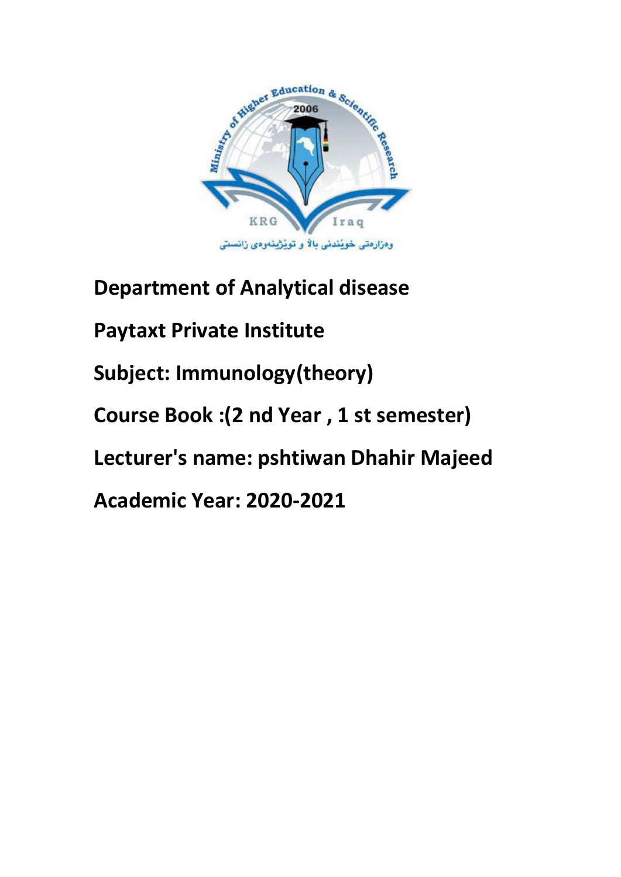**Department of Analytical disease**

**Paytaxt Private Institute**

**Subject: Immunology(theory)**

**Course Book :(2 nd Year , 1 st semester)**

**Lecturer's name: pshtiwan Dhahir Majeed**

**Academic Year: 2020-2021**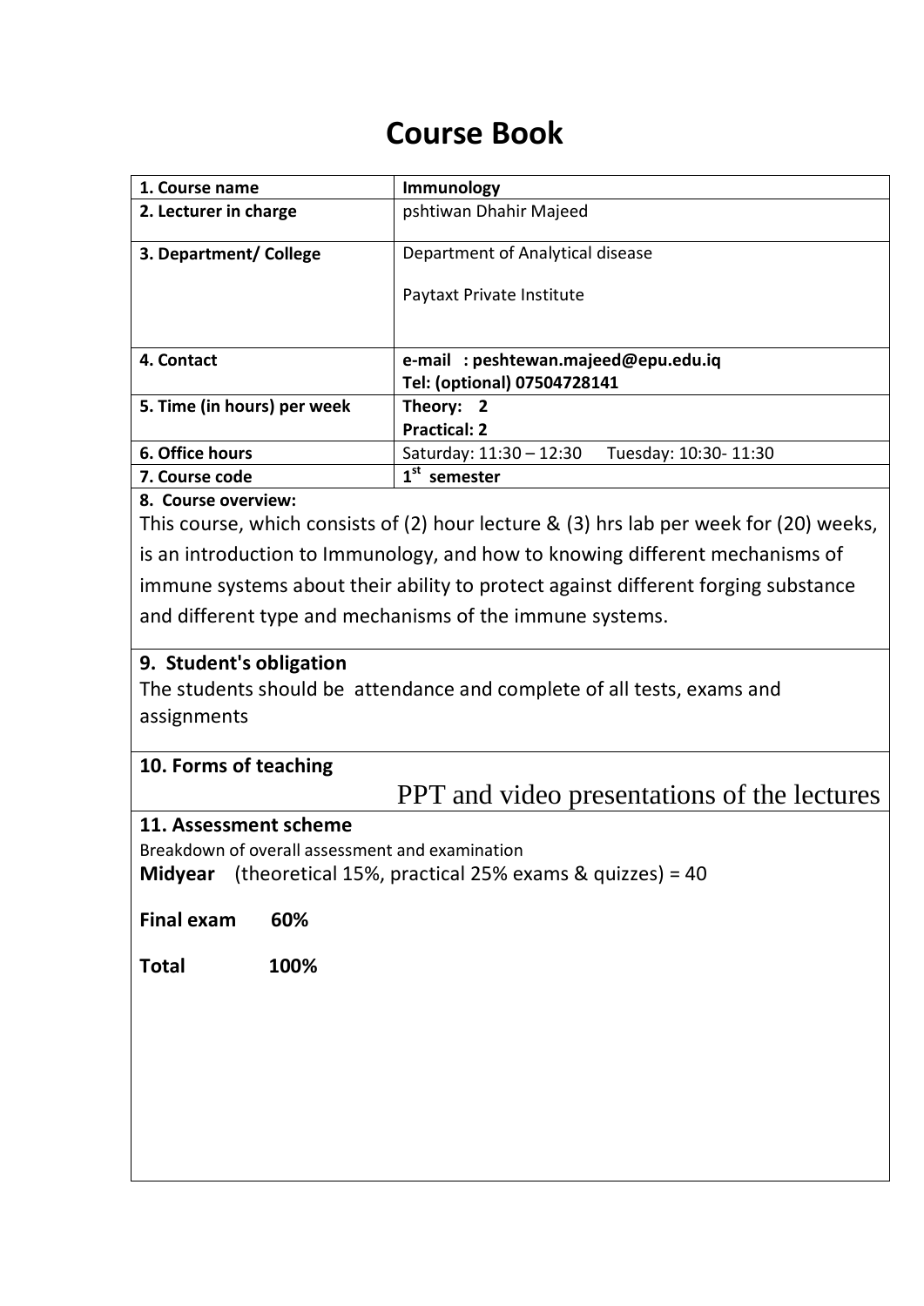# Course Book

| 1. Course name | Immunology |
| --- | --- |
| 2. Lecturer in charge | pshtiwan Dhahir Majeed |
| 3. Department/ College | Department of Analytical disease<br><br>Paytaxt Private Institute |
| 4. Contact | **e-mail : peshtewan.majeed@epu.edu.iq**<br>**Tel: (optional) 07504728141** |
| 5. Time (in hours) per week | **Theory: 2**<br>**Practical: 2** |
| 6. Office hours | Saturday: 11:30 – 12:30 Tuesday: 10:30- 11:30 |
| 7. Course code | **1st semester** |

**8. Course overview:**

This course, which consists of (2) hour lecture & (3) hrs lab per week for (20) weeks, is an introduction to Immunology, and how to knowing different mechanisms of immune systems about their ability to protect against different forging substance and different type and mechanisms of the immune systems.

**9. Student's obligation**

The students should be attendance and complete of all tests, exams and assignments

**10. Forms of teaching**

PPT and video presentations of the lectures

**11. Assessment scheme**

Breakdown of overall assessment and examination

**Midyear** (theoretical 15%, practical 25% exams & quizzes) = 40

**Final exam 60%**

**Total 100%**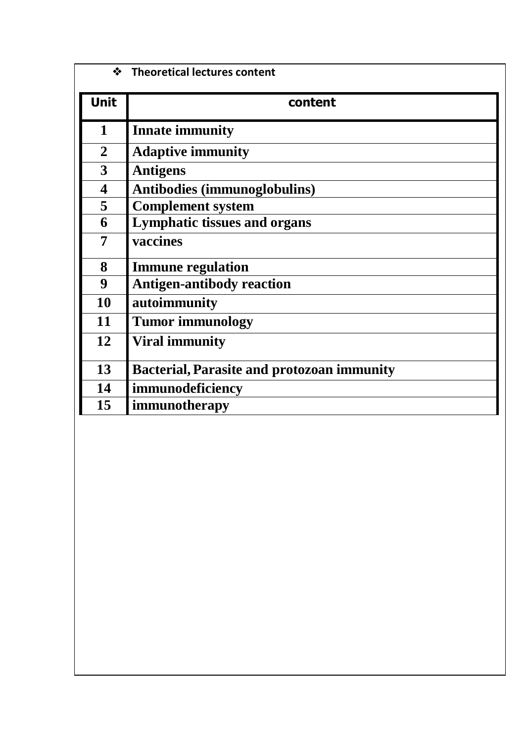- **Theoretical lectures content**

| Unit | content |
|---|---|
| 1 | **Innate immunity** |
| 2 | **Adaptive immunity** |
| 3 | **Antigens** |
| 4 | **Antibodies (immunoglobulins)** |
| 5 | **Complement system** |
| 6 | **Lymphatic tissues and organs** |
| 7 | **vaccines** |
| 8 | **Immune regulation** |
| 9 | **Antigen-antibody reaction** |
| 10 | **autoimmunity** |
| 11 | **Tumor immunology** |
| 12 | **Viral immunity** |
| 13 | **Bacterial, Parasite and protozoan immunity** |
| 14 | **immunodeficiency** |
| 15 | **immunotherapy** |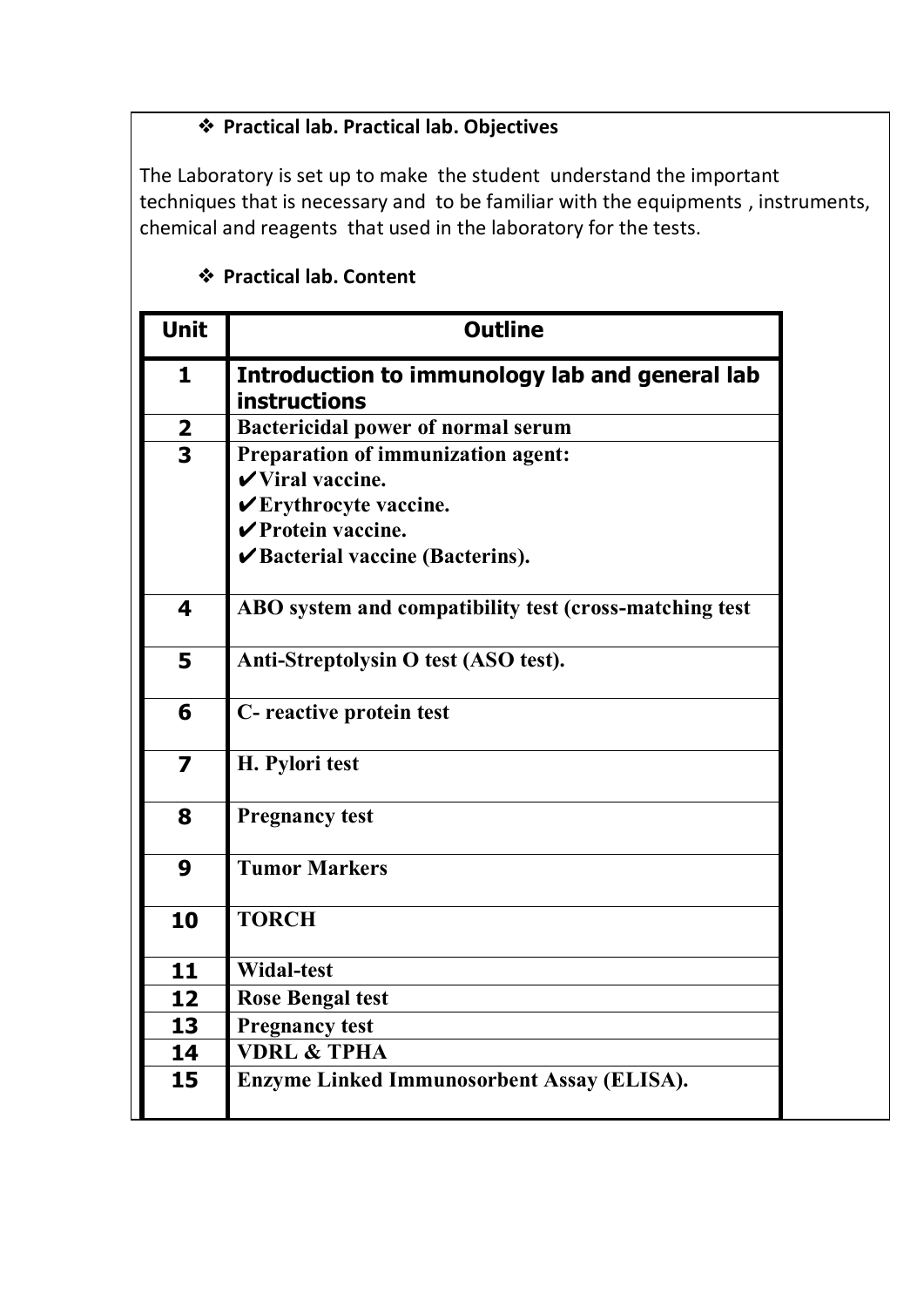### ❖ Practical lab. Practical lab. Objectives

The Laboratory is set up to make the student understand the important techniques that is necessary and to be familiar with the equipments , instruments, chemical and reagents that used in the laboratory for the tests.

### ❖ Practical lab. Content

| Unit | Outline |
|---|---|
| 1 | **Introduction to immunology lab and general lab instructions** |
| 2 | **Bactericidal power of normal serum** |
| 3 | **Preparation of immunization agent:**<br>✔ **Viral vaccine.**<br>✔ **Erythrocyte vaccine.**<br>✔ **Protein vaccine.**<br>✔ **Bacterial vaccine (Bacterins).** |
| 4 | **ABO system and compatibility test (cross-matching test** |
| 5 | **Anti-Streptolysin O test (ASO test).** |
| 6 | **C- reactive protein test** |
| 7 | **H. Pylori test** |
| 8 | **Pregnancy test** |
| 9 | **Tumor Markers** |
| 10 | **TORCH** |
| 11 | **Widal-test** |
| 12 | **Rose Bengal test** |
| 13 | **Pregnancy test** |
| 14 | **VDRL & TPHA** |
| 15 | **Enzyme Linked Immunosorbent Assay (ELISA).** |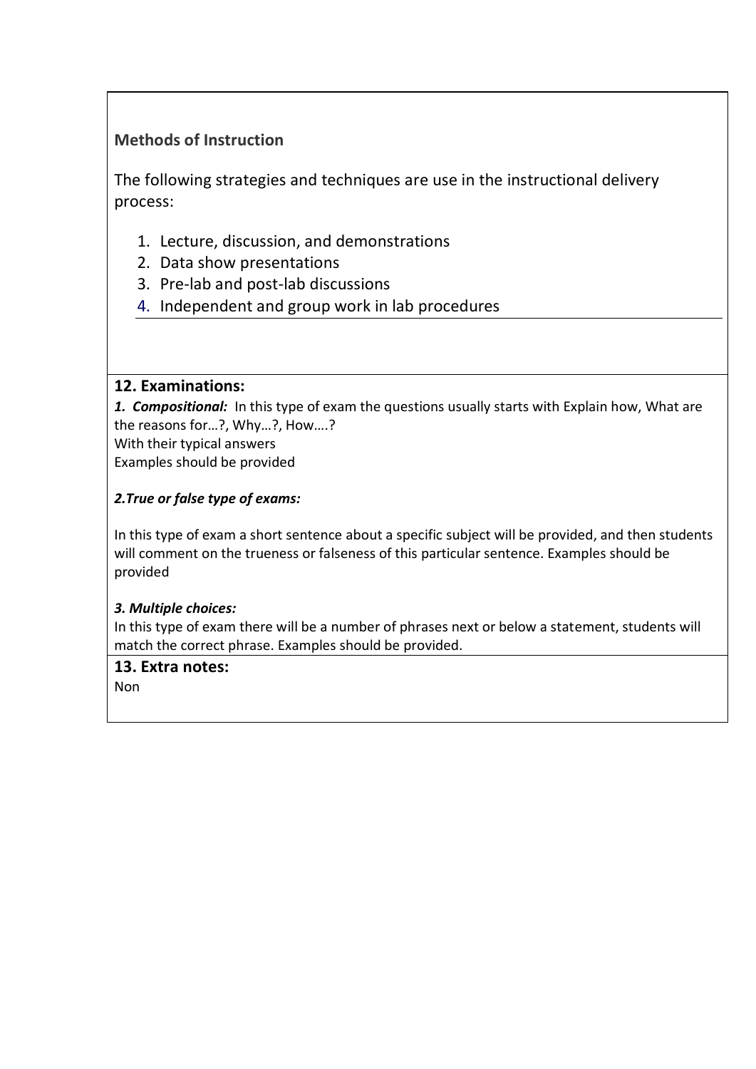**Methods of Instruction**

The following strategies and techniques are use in the instructional delivery process:

1. Lecture, discussion, and demonstrations
2. Data show presentations
3. Pre-lab and post-lab discussions
4. Independent and group work in lab procedures

## 12. Examinations:

***1. Compositional:*** In this type of exam the questions usually starts with Explain how, What are the reasons for…?, Why…?, How….?
With their typical answers
Examples should be provided

***2.True or false type of exams:***

In this type of exam a short sentence about a specific subject will be provided, and then students will comment on the trueness or falseness of this particular sentence. Examples should be provided

***3. Multiple choices:***
In this type of exam there will be a number of phrases next or below a statement, students will match the correct phrase. Examples should be provided.

## 13. Extra notes:

Non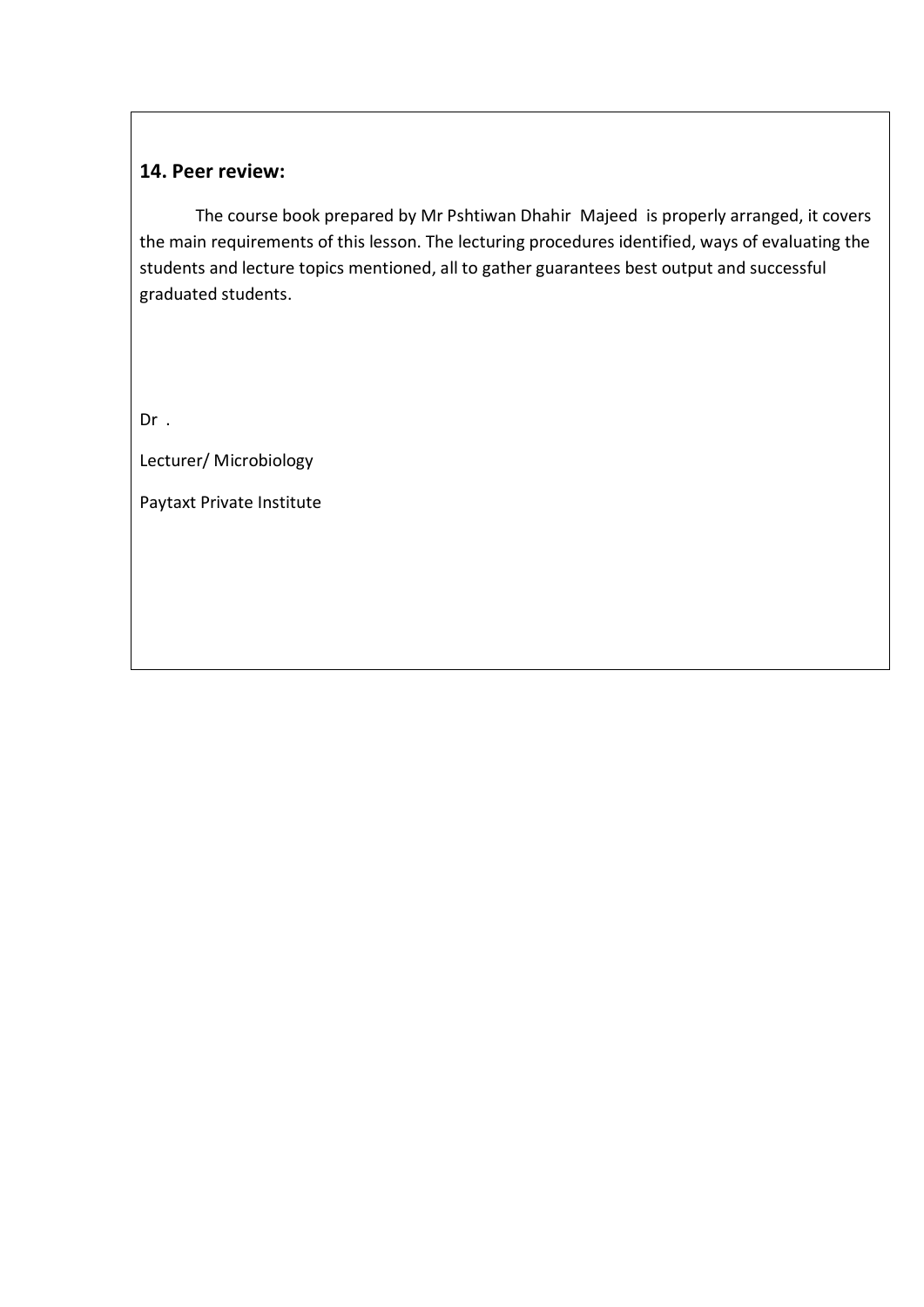### 14. Peer review:

The course book prepared by Mr Pshtiwan Dhahir Majeed is properly arranged, it covers the main requirements of this lesson. The lecturing procedures identified, ways of evaluating the students and lecture topics mentioned, all to gather guarantees best output and successful graduated students.

Dr .

Lecturer/ Microbiology

Paytaxt Private Institute